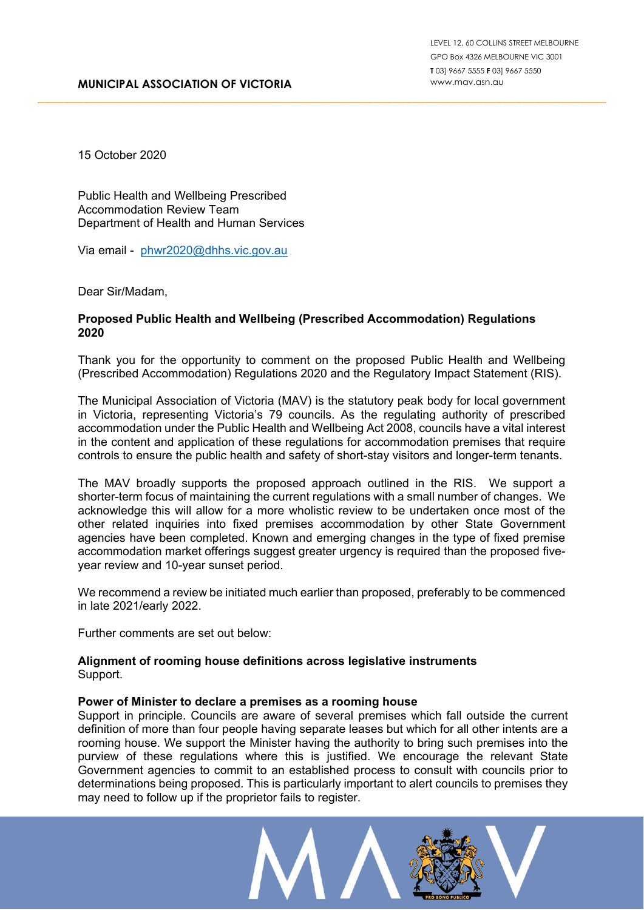**MUNICIPAL ASSOCIATION OF VICTORIA**

LEVEL 12, 60 COLLINS STREET MELBOURNE
GPO Box 4326 MELBOURNE VIC 3001
**T** 03] 9667 5555 **F** 03] 9667 5550
www.mav.asn.au

15 October 2020

Public Health and Wellbeing Prescribed
Accommodation Review Team
Department of Health and Human Services

Via email - phwr2020@dhhs.vic.gov.au

Dear Sir/Madam,

**Proposed Public Health and Wellbeing (Prescribed Accommodation) Regulations 2020**

Thank you for the opportunity to comment on the proposed Public Health and Wellbeing (Prescribed Accommodation) Regulations 2020 and the Regulatory Impact Statement (RIS).

The Municipal Association of Victoria (MAV) is the statutory peak body for local government in Victoria, representing Victoria's 79 councils. As the regulating authority of prescribed accommodation under the Public Health and Wellbeing Act 2008, councils have a vital interest in the content and application of these regulations for accommodation premises that require controls to ensure the public health and safety of short-stay visitors and longer-term tenants.

The MAV broadly supports the proposed approach outlined in the RIS. We support a shorter-term focus of maintaining the current regulations with a small number of changes. We acknowledge this will allow for a more wholistic review to be undertaken once most of the other related inquiries into fixed premises accommodation by other State Government agencies have been completed. Known and emerging changes in the type of fixed premise accommodation market offerings suggest greater urgency is required than the proposed five-year review and 10-year sunset period.

We recommend a review be initiated much earlier than proposed, preferably to be commenced in late 2021/early 2022.

Further comments are set out below:

**Alignment of rooming house definitions across legislative instruments**
Support.

**Power of Minister to declare a premises as a rooming house**
Support in principle. Councils are aware of several premises which fall outside the current definition of more than four people having separate leases but which for all other intents are a rooming house. We support the Minister having the authority to bring such premises into the purview of these regulations where this is justified. We encourage the relevant State Government agencies to commit to an established process to consult with councils prior to determinations being proposed. This is particularly important to alert councils to premises they may need to follow up if the proprietor fails to register.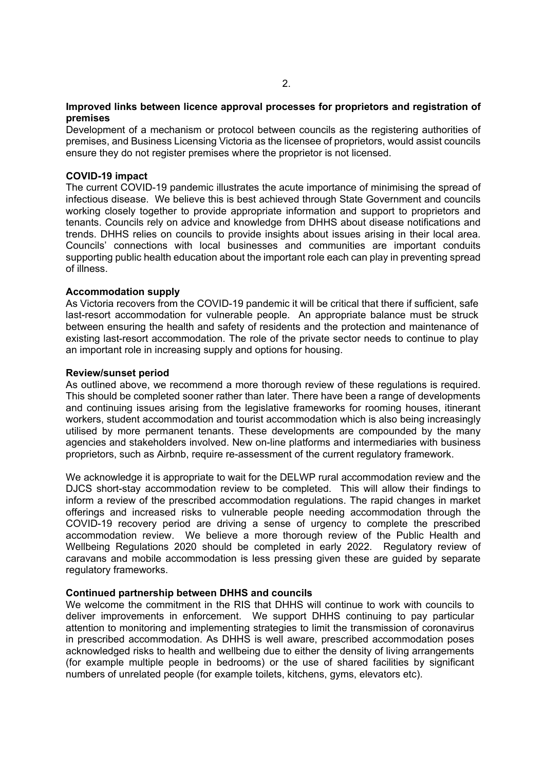**Improved links between licence approval processes for proprietors and registration of premises**

Development of a mechanism or protocol between councils as the registering authorities of premises, and Business Licensing Victoria as the licensee of proprietors, would assist councils ensure they do not register premises where the proprietor is not licensed.

**COVID-19 impact**

The current COVID-19 pandemic illustrates the acute importance of minimising the spread of infectious disease. We believe this is best achieved through State Government and councils working closely together to provide appropriate information and support to proprietors and tenants. Councils rely on advice and knowledge from DHHS about disease notifications and trends. DHHS relies on councils to provide insights about issues arising in their local area. Councils' connections with local businesses and communities are important conduits supporting public health education about the important role each can play in preventing spread of illness.

**Accommodation supply**

As Victoria recovers from the COVID-19 pandemic it will be critical that there if sufficient, safe last-resort accommodation for vulnerable people. An appropriate balance must be struck between ensuring the health and safety of residents and the protection and maintenance of existing last-resort accommodation. The role of the private sector needs to continue to play an important role in increasing supply and options for housing.

**Review/sunset period**

As outlined above, we recommend a more thorough review of these regulations is required. This should be completed sooner rather than later. There have been a range of developments and continuing issues arising from the legislative frameworks for rooming houses, itinerant workers, student accommodation and tourist accommodation which is also being increasingly utilised by more permanent tenants. These developments are compounded by the many agencies and stakeholders involved. New on-line platforms and intermediaries with business proprietors, such as Airbnb, require re-assessment of the current regulatory framework.

We acknowledge it is appropriate to wait for the DELWP rural accommodation review and the DJCS short-stay accommodation review to be completed. This will allow their findings to inform a review of the prescribed accommodation regulations. The rapid changes in market offerings and increased risks to vulnerable people needing accommodation through the COVID-19 recovery period are driving a sense of urgency to complete the prescribed accommodation review. We believe a more thorough review of the Public Health and Wellbeing Regulations 2020 should be completed in early 2022. Regulatory review of caravans and mobile accommodation is less pressing given these are guided by separate regulatory frameworks.

**Continued partnership between DHHS and councils**

We welcome the commitment in the RIS that DHHS will continue to work with councils to deliver improvements in enforcement. We support DHHS continuing to pay particular attention to monitoring and implementing strategies to limit the transmission of coronavirus in prescribed accommodation. As DHHS is well aware, prescribed accommodation poses acknowledged risks to health and wellbeing due to either the density of living arrangements (for example multiple people in bedrooms) or the use of shared facilities by significant numbers of unrelated people (for example toilets, kitchens, gyms, elevators etc).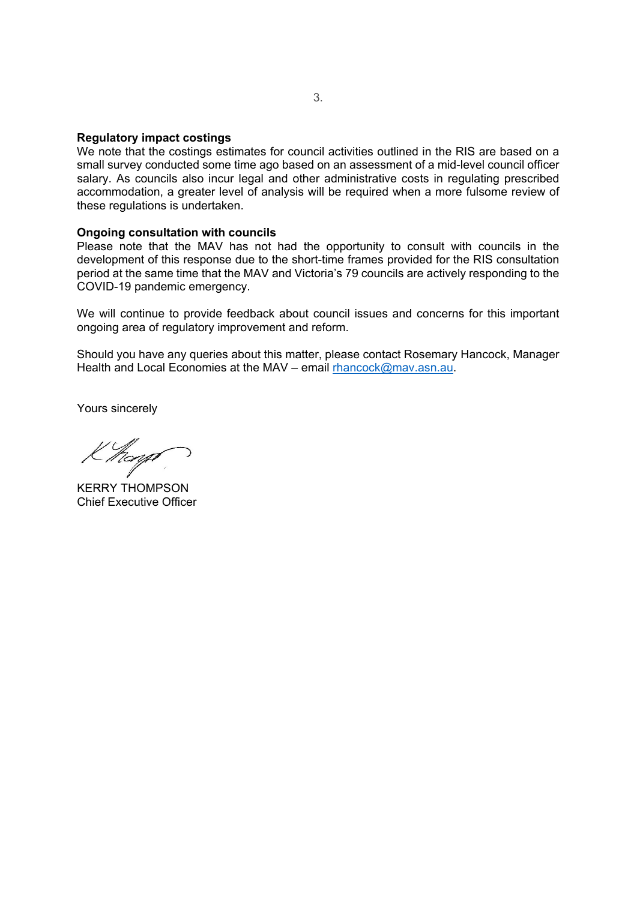**Regulatory impact costings**
We note that the costings estimates for council activities outlined in the RIS are based on a small survey conducted some time ago based on an assessment of a mid-level council officer salary. As councils also incur legal and other administrative costs in regulating prescribed accommodation, a greater level of analysis will be required when a more fulsome review of these regulations is undertaken.

**Ongoing consultation with councils**
Please note that the MAV has not had the opportunity to consult with councils in the development of this response due to the short-time frames provided for the RIS consultation period at the same time that the MAV and Victoria's 79 councils are actively responding to the COVID-19 pandemic emergency.

We will continue to provide feedback about council issues and concerns for this important ongoing area of regulatory improvement and reform.

Should you have any queries about this matter, please contact Rosemary Hancock, Manager Health and Local Economies at the MAV – email rhancock@mav.asn.au.

Yours sincerely

KERRY THOMPSON
Chief Executive Officer